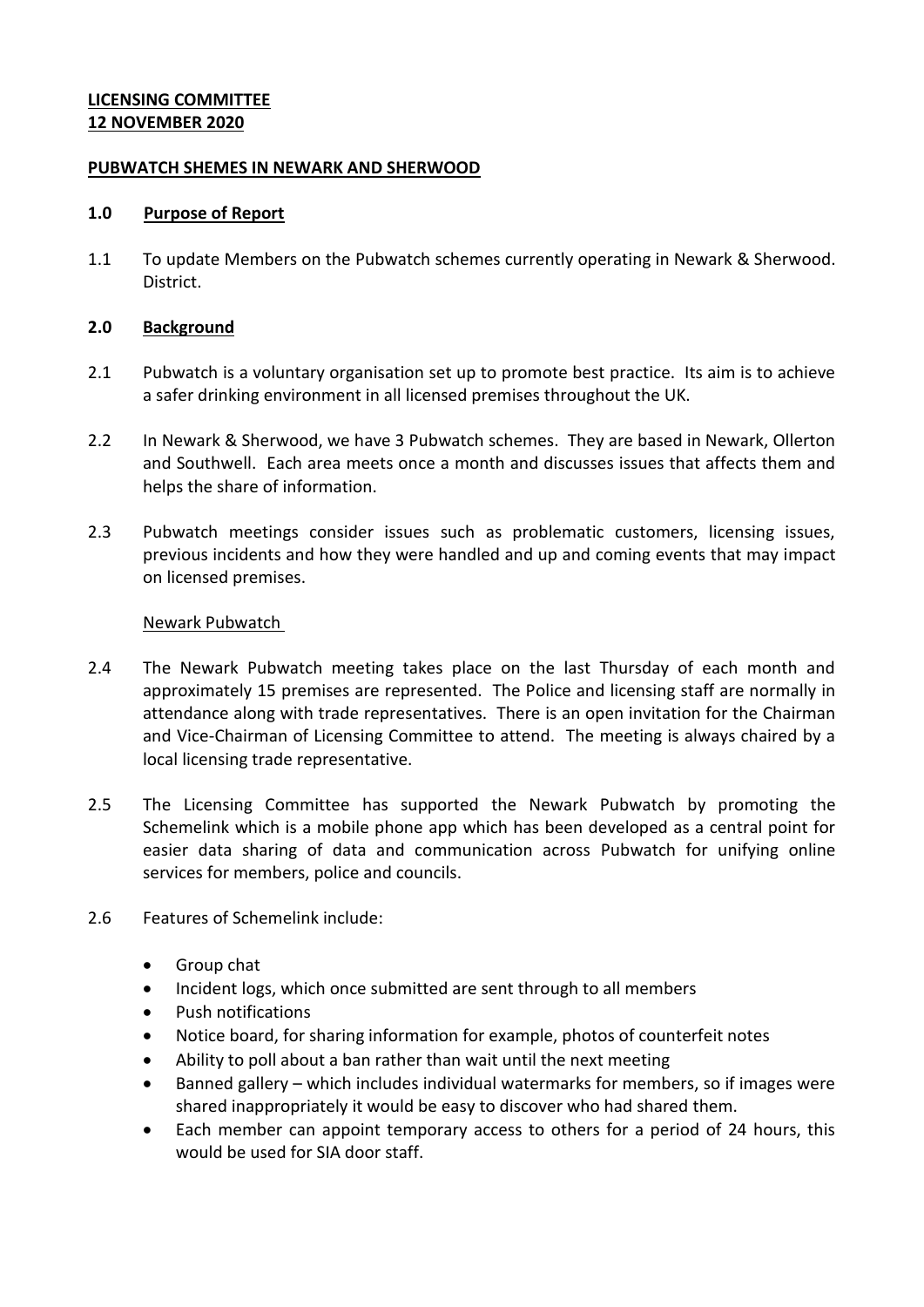**LICENSING COMMITTEE**
**12 NOVEMBER 2020**

**PUBWATCH SHEMES IN NEWARK AND SHERWOOD**

## 1.0 Purpose of Report

1.1 To update Members on the Pubwatch schemes currently operating in Newark & Sherwood. District.

## 2.0 Background

2.1 Pubwatch is a voluntary organisation set up to promote best practice. Its aim is to achieve a safer drinking environment in all licensed premises throughout the UK.

2.2 In Newark & Sherwood, we have 3 Pubwatch schemes. They are based in Newark, Ollerton and Southwell. Each area meets once a month and discusses issues that affects them and helps the share of information.

2.3 Pubwatch meetings consider issues such as problematic customers, licensing issues, previous incidents and how they were handled and up and coming events that may impact on licensed premises.

Newark Pubwatch

2.4 The Newark Pubwatch meeting takes place on the last Thursday of each month and approximately 15 premises are represented. The Police and licensing staff are normally in attendance along with trade representatives. There is an open invitation for the Chairman and Vice-Chairman of Licensing Committee to attend. The meeting is always chaired by a local licensing trade representative.

2.5 The Licensing Committee has supported the Newark Pubwatch by promoting the Schemelink which is a mobile phone app which has been developed as a central point for easier data sharing of data and communication across Pubwatch for unifying online services for members, police and councils.

2.6 Features of Schemelink include:

- Group chat
- Incident logs, which once submitted are sent through to all members
- Push notifications
- Notice board, for sharing information for example, photos of counterfeit notes
- Ability to poll about a ban rather than wait until the next meeting
- Banned gallery – which includes individual watermarks for members, so if images were shared inappropriately it would be easy to discover who had shared them.
- Each member can appoint temporary access to others for a period of 24 hours, this would be used for SIA door staff.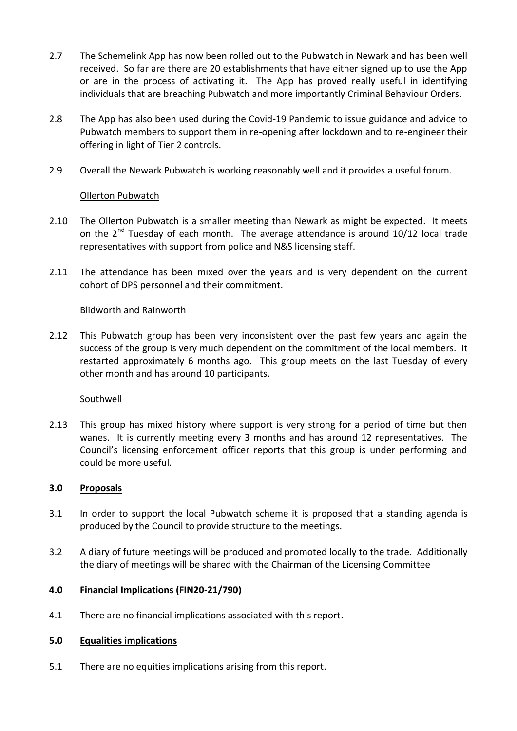2.7 The Schemelink App has now been rolled out to the Pubwatch in Newark and has been well received. So far are there are 20 establishments that have either signed up to use the App or are in the process of activating it. The App has proved really useful in identifying individuals that are breaching Pubwatch and more importantly Criminal Behaviour Orders.

2.8 The App has also been used during the Covid-19 Pandemic to issue guidance and advice to Pubwatch members to support them in re-opening after lockdown and to re-engineer their offering in light of Tier 2 controls.

2.9 Overall the Newark Pubwatch is working reasonably well and it provides a useful forum.

Ollerton Pubwatch

2.10 The Ollerton Pubwatch is a smaller meeting than Newark as might be expected. It meets on the 2nd Tuesday of each month. The average attendance is around 10/12 local trade representatives with support from police and N&S licensing staff.

2.11 The attendance has been mixed over the years and is very dependent on the current cohort of DPS personnel and their commitment.

Blidworth and Rainworth

2.12 This Pubwatch group has been very inconsistent over the past few years and again the success of the group is very much dependent on the commitment of the local members. It restarted approximately 6 months ago. This group meets on the last Tuesday of every other month and has around 10 participants.

Southwell

2.13 This group has mixed history where support is very strong for a period of time but then wanes. It is currently meeting every 3 months and has around 12 representatives. The Council's licensing enforcement officer reports that this group is under performing and could be more useful.

## 3.0 Proposals

3.1 In order to support the local Pubwatch scheme it is proposed that a standing agenda is produced by the Council to provide structure to the meetings.

3.2 A diary of future meetings will be produced and promoted locally to the trade. Additionally the diary of meetings will be shared with the Chairman of the Licensing Committee

## 4.0 Financial Implications (FIN20-21/790)

4.1 There are no financial implications associated with this report.

## 5.0 Equalities implications

5.1 There are no equities implications arising from this report.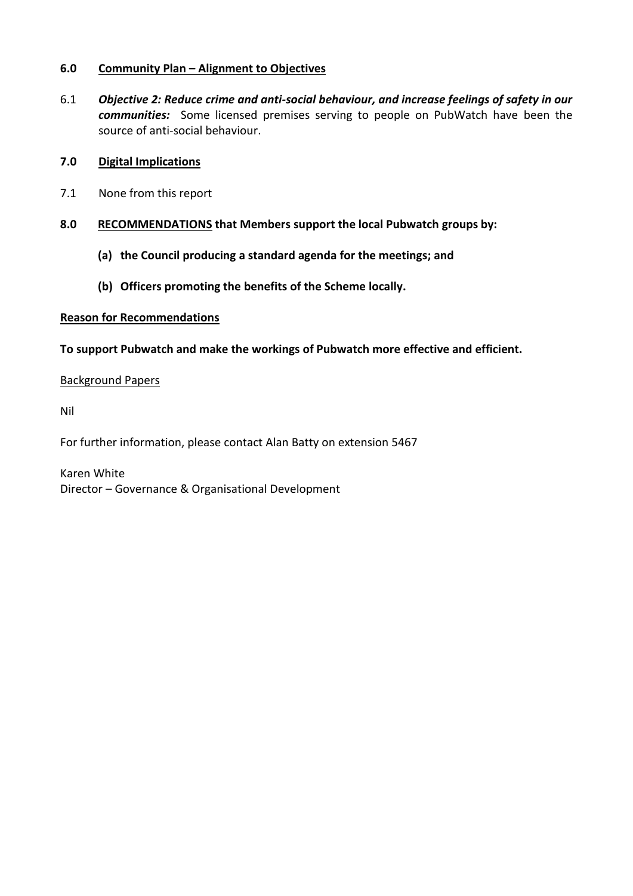## 6.0 Community Plan – Alignment to Objectives

6.1 ***Objective 2: Reduce crime and anti-social behaviour, and increase feelings of safety in our communities:*** Some licensed premises serving to people on PubWatch have been the source of anti-social behaviour.

## 7.0 Digital Implications

7.1 None from this report

## 8.0 RECOMMENDATIONS that Members support the local Pubwatch groups by:

**(a) the Council producing a standard agenda for the meetings; and**

**(b) Officers promoting the benefits of the Scheme locally.**

**Reason for Recommendations**

**To support Pubwatch and make the workings of Pubwatch more effective and efficient.**

Background Papers

Nil

For further information, please contact Alan Batty on extension 5467

Karen White
Director – Governance & Organisational Development